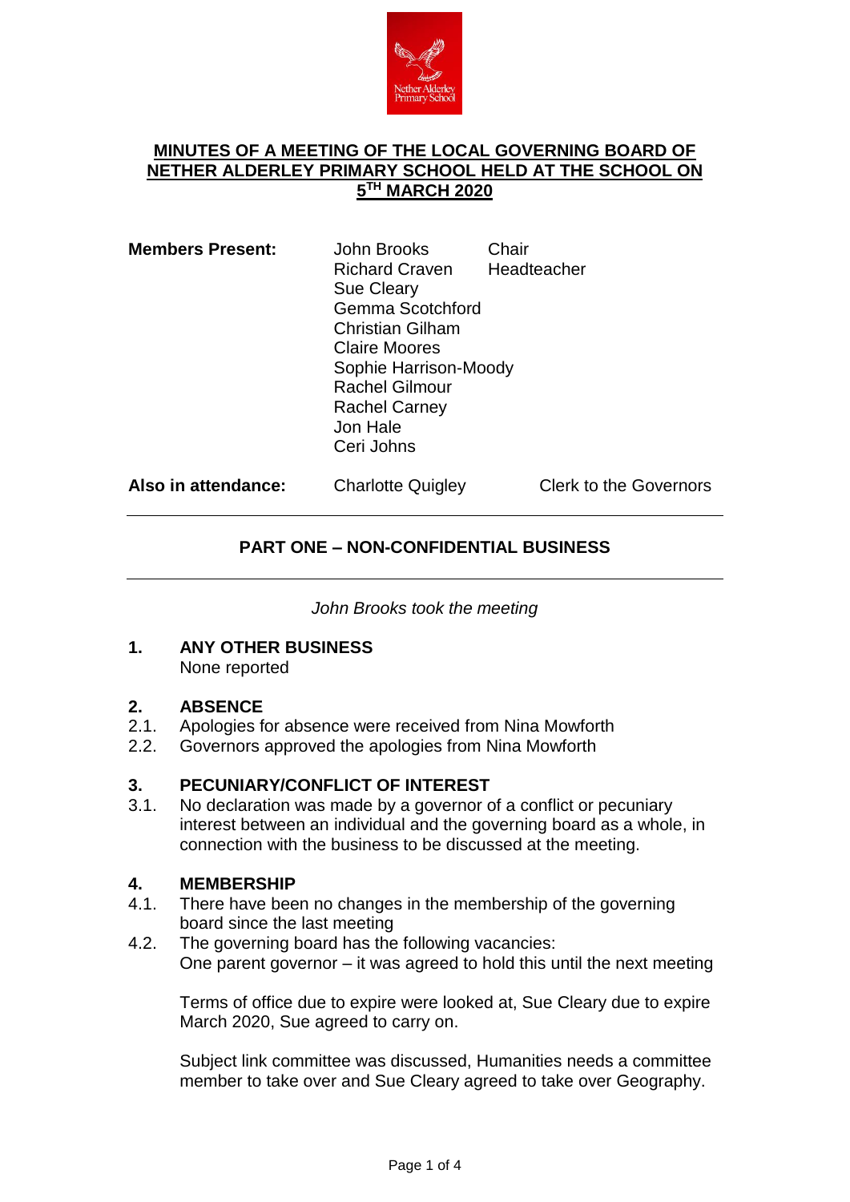# MINUTES OF A MEETING OF THE LOCAL GOVERNING BOARD OF NETHER ALDERLEY PRIMARY SCHOOL HELD AT THE SCHOOL ON 5TH MARCH 2020

| | | |
|---|---|---|
| **Members Present:** | John Brooks | Chair |
| | Richard Craven | Headteacher |
| | Sue Cleary | |
| | Gemma Scotchford | |
| | Christian Gilham | |
| | Claire Moores | |
| | Sophie Harrison-Moody | |
| | Rachel Gilmour | |
| | Rachel Carney | |
| | Jon Hale | |
| | Ceri Johns | |
| **Also in attendance:** | Charlotte Quigley | Clerk to the Governors |

---

## PART ONE – NON-CONFIDENTIAL BUSINESS

---

*John Brooks took the meeting*

### 1. ANY OTHER BUSINESS

None reported

### 2. ABSENCE

2.1. Apologies for absence were received from Nina Mowforth

2.2. Governors approved the apologies from Nina Mowforth

### 3. PECUNIARY/CONFLICT OF INTEREST

3.1. No declaration was made by a governor of a conflict or pecuniary interest between an individual and the governing board as a whole, in connection with the business to be discussed at the meeting.

### 4. MEMBERSHIP

4.1. There have been no changes in the membership of the governing board since the last meeting

4.2. The governing board has the following vacancies:
One parent governor – it was agreed to hold this until the next meeting

Terms of office due to expire were looked at, Sue Cleary due to expire March 2020, Sue agreed to carry on.

Subject link committee was discussed, Humanities needs a committee member to take over and Sue Cleary agreed to take over Geography.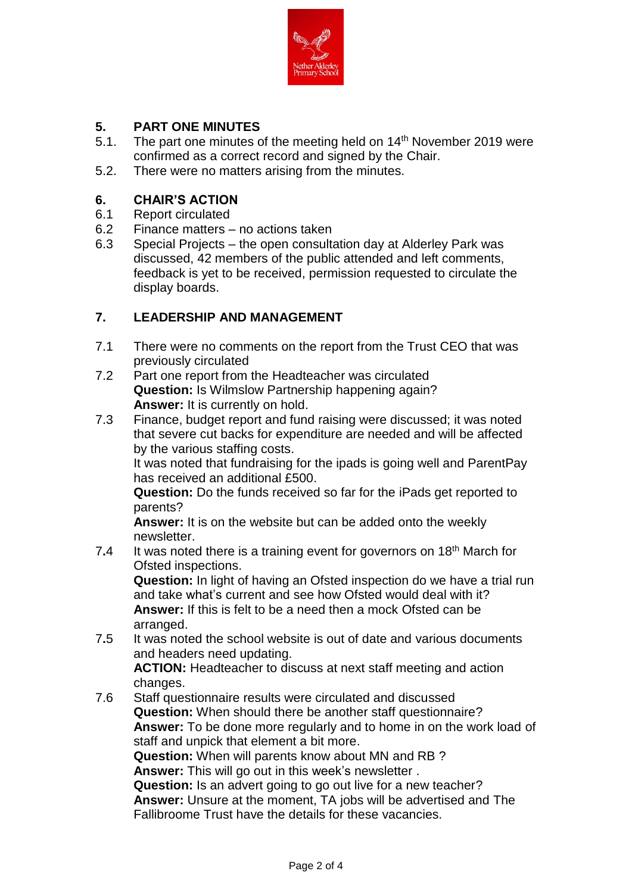## 5. PART ONE MINUTES

5.1. The part one minutes of the meeting held on 14th November 2019 were confirmed as a correct record and signed by the Chair.

5.2. There were no matters arising from the minutes.

## 6. CHAIR'S ACTION

6.1 Report circulated

6.2 Finance matters – no actions taken

6.3 Special Projects – the open consultation day at Alderley Park was discussed, 42 members of the public attended and left comments, feedback is yet to be received, permission requested to circulate the display boards.

## 7. LEADERSHIP AND MANAGEMENT

7.1 There were no comments on the report from the Trust CEO that was previously circulated

7.2 Part one report from the Headteacher was circulated
**Question:** Is Wilmslow Partnership happening again?
**Answer:** It is currently on hold.

7.3 Finance, budget report and fund raising were discussed; it was noted that severe cut backs for expenditure are needed and will be affected by the various staffing costs.
It was noted that fundraising for the ipads is going well and ParentPay has received an additional £500.
**Question:** Do the funds received so far for the iPads get reported to parents?
**Answer:** It is on the website but can be added onto the weekly newsletter.

7.4 It was noted there is a training event for governors on 18th March for Ofsted inspections.
**Question:** In light of having an Ofsted inspection do we have a trial run and take what's current and see how Ofsted would deal with it?
**Answer:** If this is felt to be a need then a mock Ofsted can be arranged.

7.5 It was noted the school website is out of date and various documents and headers need updating.
**ACTION:** Headteacher to discuss at next staff meeting and action changes.

7.6 Staff questionnaire results were circulated and discussed
**Question:** When should there be another staff questionnaire?
**Answer:** To be done more regularly and to home in on the work load of staff and unpick that element a bit more.
**Question:** When will parents know about MN and RB ?
**Answer:** This will go out in this week's newsletter .
**Question:** Is an advert going to go out live for a new teacher?
**Answer:** Unsure at the moment, TA jobs will be advertised and The Fallibroome Trust have the details for these vacancies.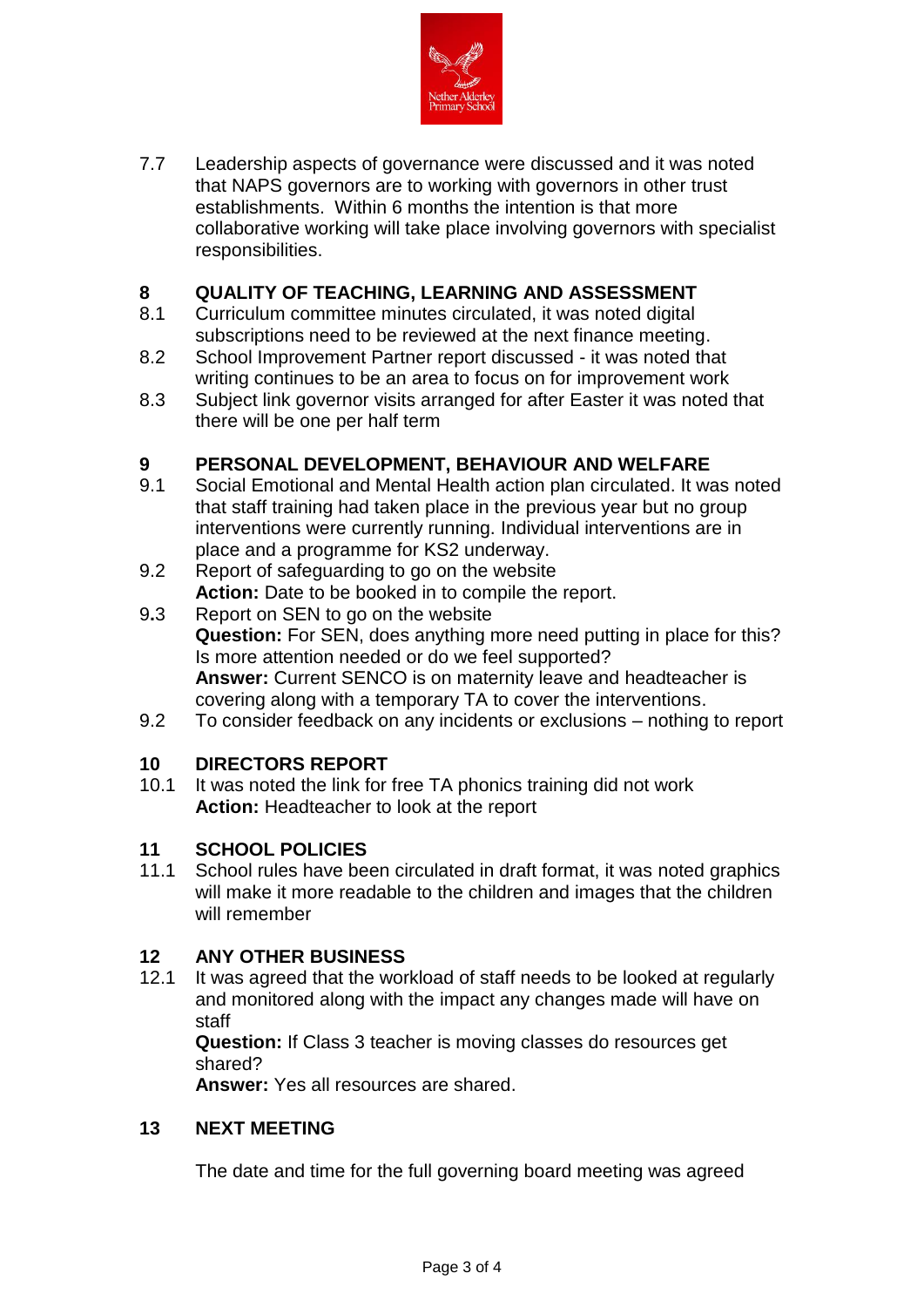7.7 Leadership aspects of governance were discussed and it was noted that NAPS governors are to working with governors in other trust establishments. Within 6 months the intention is that more collaborative working will take place involving governors with specialist responsibilities.

## 8 QUALITY OF TEACHING, LEARNING AND ASSESSMENT

8.1 Curriculum committee minutes circulated, it was noted digital subscriptions need to be reviewed at the next finance meeting.

8.2 School Improvement Partner report discussed - it was noted that writing continues to be an area to focus on for improvement work

8.3 Subject link governor visits arranged for after Easter it was noted that there will be one per half term

## 9 PERSONAL DEVELOPMENT, BEHAVIOUR AND WELFARE

9.1 Social Emotional and Mental Health action plan circulated. It was noted that staff training had taken place in the previous year but no group interventions were currently running. Individual interventions are in place and a programme for KS2 underway.

9.2 Report of safeguarding to go on the website
**Action:** Date to be booked in to compile the report.

9.3 Report on SEN to go on the website
**Question:** For SEN, does anything more need putting in place for this? Is more attention needed or do we feel supported?
**Answer:** Current SENCO is on maternity leave and headteacher is covering along with a temporary TA to cover the interventions.

9.2 To consider feedback on any incidents or exclusions – nothing to report

## 10 DIRECTORS REPORT

10.1 It was noted the link for free TA phonics training did not work
**Action:** Headteacher to look at the report

## 11 SCHOOL POLICIES

11.1 School rules have been circulated in draft format, it was noted graphics will make it more readable to the children and images that the children will remember

## 12 ANY OTHER BUSINESS

12.1 It was agreed that the workload of staff needs to be looked at regularly and monitored along with the impact any changes made will have on staff
**Question:** If Class 3 teacher is moving classes do resources get shared?
**Answer:** Yes all resources are shared.

## 13 NEXT MEETING

The date and time for the full governing board meeting was agreed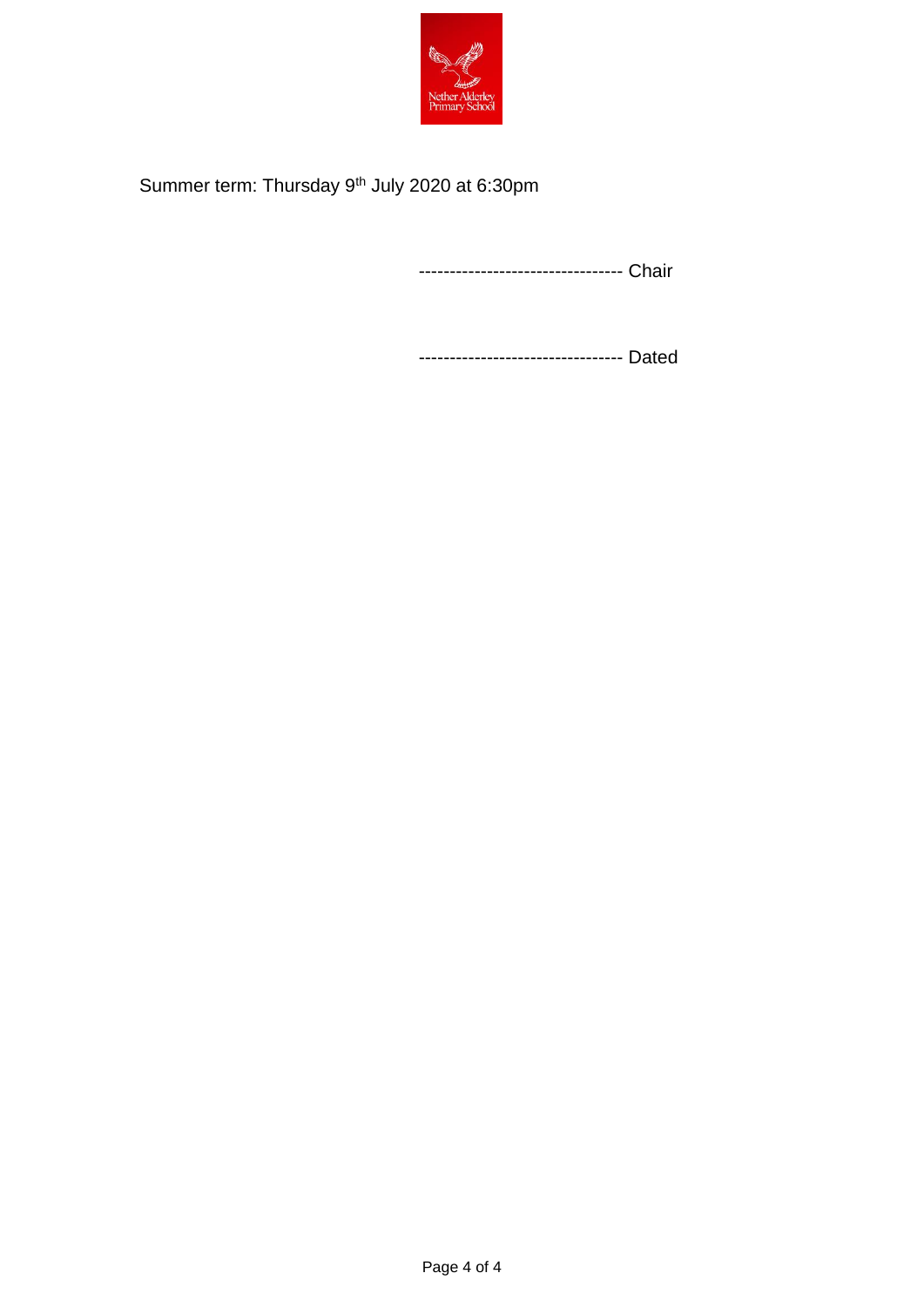Summer term: Thursday 9th July 2020 at 6:30pm

-------------------------------- Chair

-------------------------------- Dated